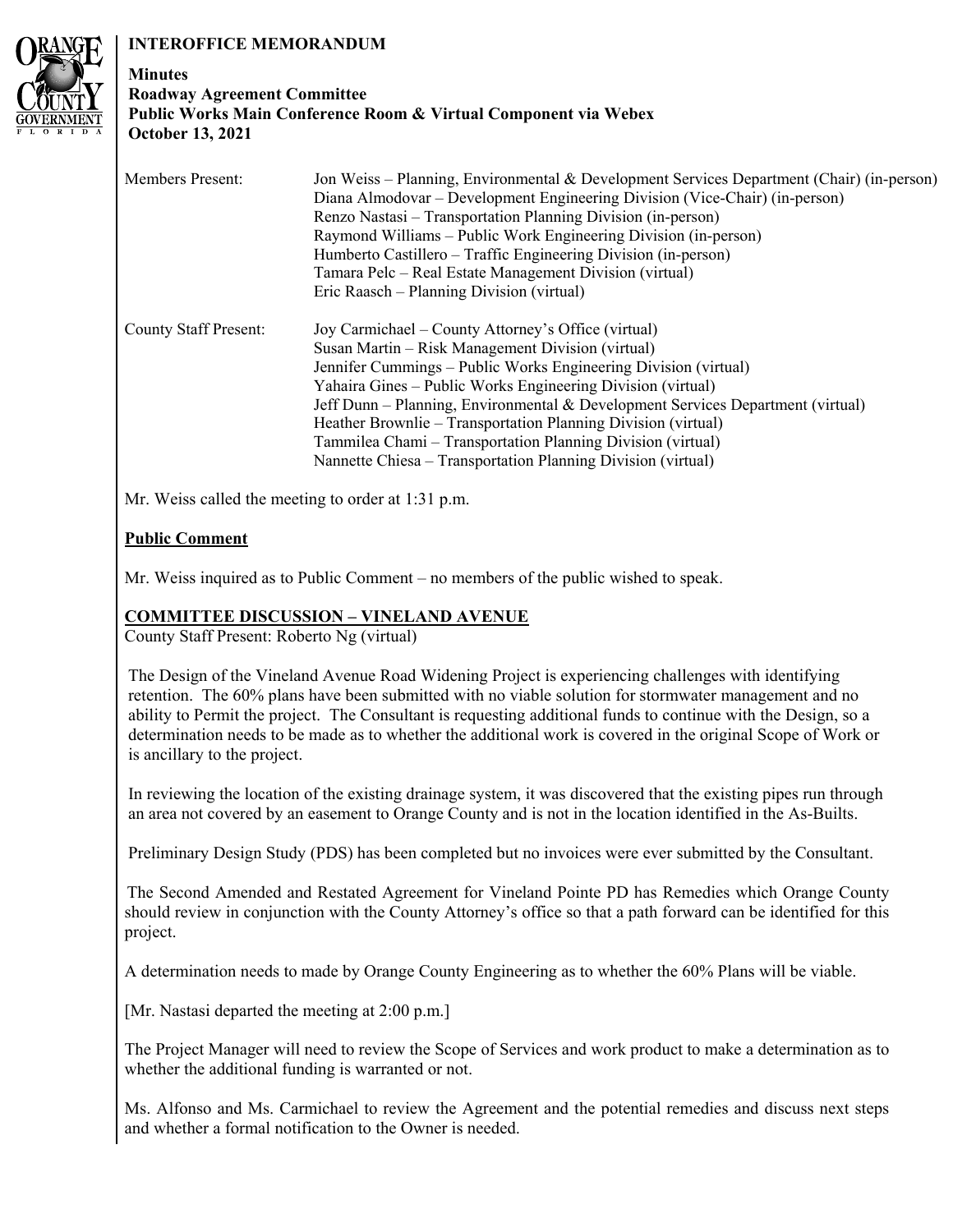**INTEROFFICE MEMORANDUM**

**Minutes**
**Roadway Agreement Committee**
**Public Works Main Conference Room & Virtual Component via Webex**
**October 13, 2021**

| | |
|---|---|
| Members Present: | Jon Weiss – Planning, Environmental & Development Services Department (Chair) (in-person)<br>Diana Almodovar – Development Engineering Division (Vice-Chair) (in-person)<br>Renzo Nastasi – Transportation Planning Division (in-person)<br>Raymond Williams – Public Work Engineering Division (in-person)<br>Humberto Castillero – Traffic Engineering Division (in-person)<br>Tamara Pelc – Real Estate Management Division (virtual)<br>Eric Raasch – Planning Division (virtual) |
| County Staff Present: | Joy Carmichael – County Attorney's Office (virtual)<br>Susan Martin – Risk Management Division (virtual)<br>Jennifer Cummings – Public Works Engineering Division (virtual)<br>Yahaira Gines – Public Works Engineering Division (virtual)<br>Jeff Dunn – Planning, Environmental & Development Services Department (virtual)<br>Heather Brownlie – Transportation Planning Division (virtual)<br>Tammilea Chami – Transportation Planning Division (virtual)<br>Nannette Chiesa – Transportation Planning Division (virtual) |

Mr. Weiss called the meeting to order at 1:31 p.m.

**Public Comment**

Mr. Weiss inquired as to Public Comment – no members of the public wished to speak.

**COMMITTEE DISCUSSION – VINELAND AVENUE**

County Staff Present: Roberto Ng (virtual)

The Design of the Vineland Avenue Road Widening Project is experiencing challenges with identifying retention. The 60% plans have been submitted with no viable solution for stormwater management and no ability to Permit the project. The Consultant is requesting additional funds to continue with the Design, so a determination needs to be made as to whether the additional work is covered in the original Scope of Work or is ancillary to the project.

In reviewing the location of the existing drainage system, it was discovered that the existing pipes run through an area not covered by an easement to Orange County and is not in the location identified in the As-Builts.

Preliminary Design Study (PDS) has been completed but no invoices were ever submitted by the Consultant.

The Second Amended and Restated Agreement for Vineland Pointe PD has Remedies which Orange County should review in conjunction with the County Attorney's office so that a path forward can be identified for this project.

A determination needs to made by Orange County Engineering as to whether the 60% Plans will be viable.

[Mr. Nastasi departed the meeting at 2:00 p.m.]

The Project Manager will need to review the Scope of Services and work product to make a determination as to whether the additional funding is warranted or not.

Ms. Alfonso and Ms. Carmichael to review the Agreement and the potential remedies and discuss next steps and whether a formal notification to the Owner is needed.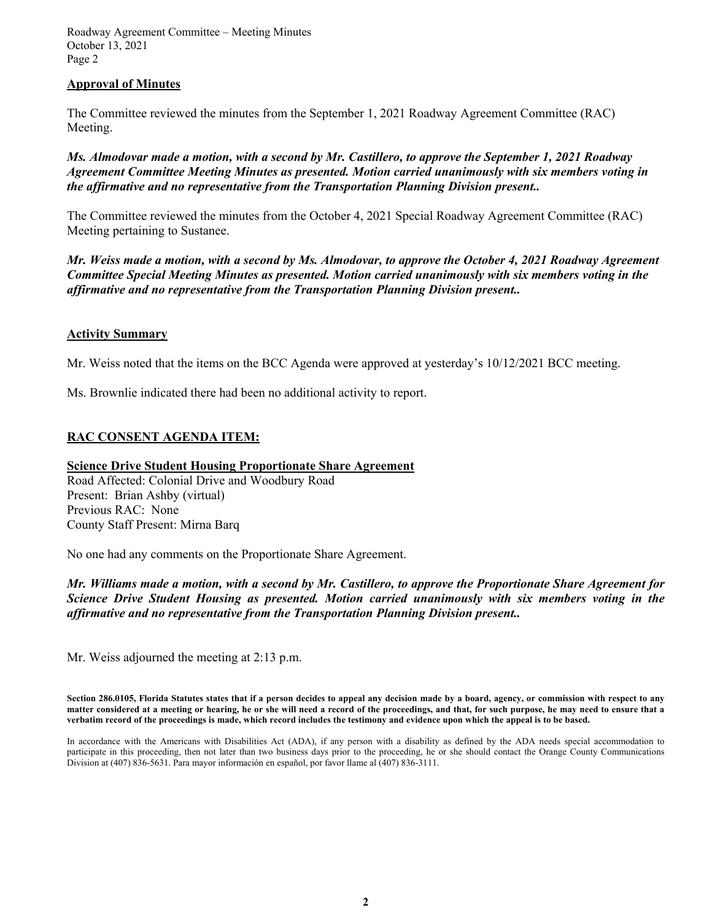**Approval of Minutes**

The Committee reviewed the minutes from the September 1, 2021 Roadway Agreement Committee (RAC) Meeting.

***Ms. Almodovar made a motion, with a second by Mr. Castillero, to approve the September 1, 2021 Roadway Agreement Committee Meeting Minutes as presented. Motion carried unanimously with six members voting in the affirmative and no representative from the Transportation Planning Division present..***

The Committee reviewed the minutes from the October 4, 2021 Special Roadway Agreement Committee (RAC) Meeting pertaining to Sustanee.

***Mr. Weiss made a motion, with a second by Ms. Almodovar, to approve the October 4, 2021 Roadway Agreement Committee Special Meeting Minutes as presented. Motion carried unanimously with six members voting in the affirmative and no representative from the Transportation Planning Division present..***

**Activity Summary**

Mr. Weiss noted that the items on the BCC Agenda were approved at yesterday's 10/12/2021 BCC meeting.

Ms. Brownlie indicated there had been no additional activity to report.

**RAC CONSENT AGENDA ITEM:**

**Science Drive Student Housing Proportionate Share Agreement**
Road Affected: Colonial Drive and Woodbury Road
Present: Brian Ashby (virtual)
Previous RAC: None
County Staff Present: Mirna Barq

No one had any comments on the Proportionate Share Agreement.

***Mr. Williams made a motion, with a second by Mr. Castillero, to approve the Proportionate Share Agreement for Science Drive Student Housing as presented. Motion carried unanimously with six members voting in the affirmative and no representative from the Transportation Planning Division present..***

Mr. Weiss adjourned the meeting at 2:13 p.m.

**Section 286.0105, Florida Statutes states that if a person decides to appeal any decision made by a board, agency, or commission with respect to any matter considered at a meeting or hearing, he or she will need a record of the proceedings, and that, for such purpose, he may need to ensure that a verbatim record of the proceedings is made, which record includes the testimony and evidence upon which the appeal is to be based.**

In accordance with the Americans with Disabilities Act (ADA), if any person with a disability as defined by the ADA needs special accommodation to participate in this proceeding, then not later than two business days prior to the proceeding, he or she should contact the Orange County Communications Division at (407) 836-5631. Para mayor información en español, por favor llame al (407) 836-3111.